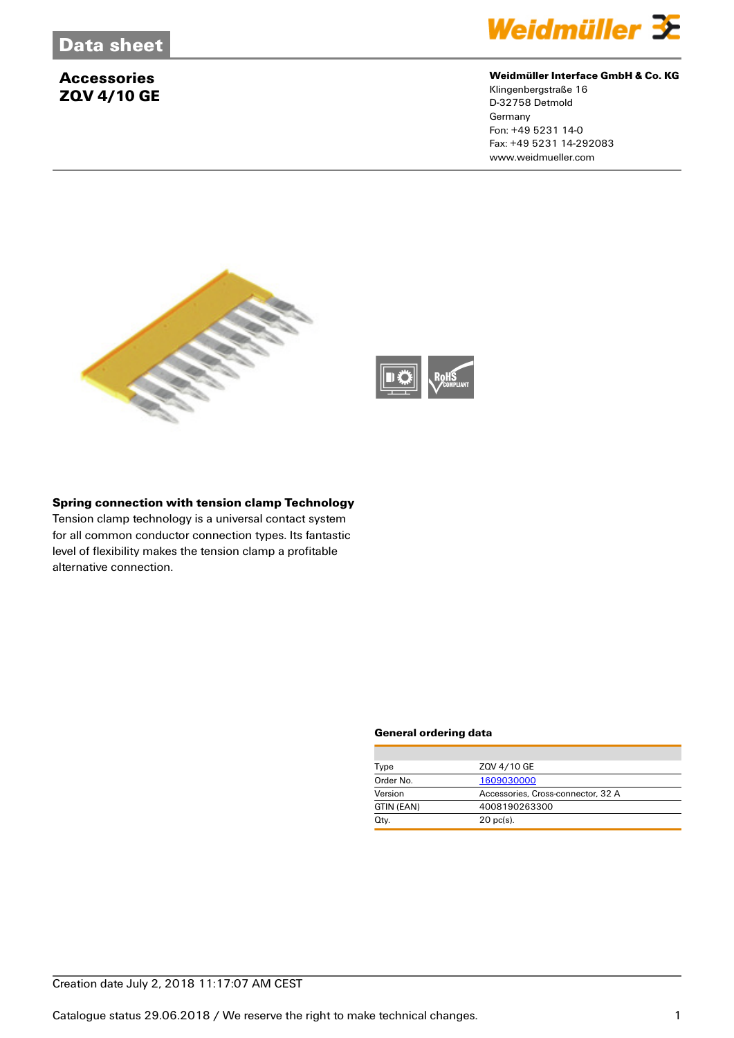# Data sheet

## Accessories
## ZQV 4/10 GE

**Weidmüller Interface GmbH & Co. KG**
Klingenbergstraße 16
D-32758 Detmold
Germany
Fon: +49 5231 14-0
Fax: +49 5231 14-292083
www.weidmueller.com

**Spring connection with tension clamp Technology**
Tension clamp technology is a universal contact system for all common conductor connection types. Its fantastic level of flexibility makes the tension clamp a profitable alternative connection.

### General ordering data

| | |
|---|---|
| Type | ZQV 4/10 GE |
| Order No. | 1609030000 |
| Version | Accessories, Cross-connector, 32 A |
| GTIN (EAN) | 4008190263300 |
| Qty. | 20 pc(s). |

Creation date July 2, 2018 11:17:07 AM CEST

Catalogue status 29.06.2018 / We reserve the right to make technical changes.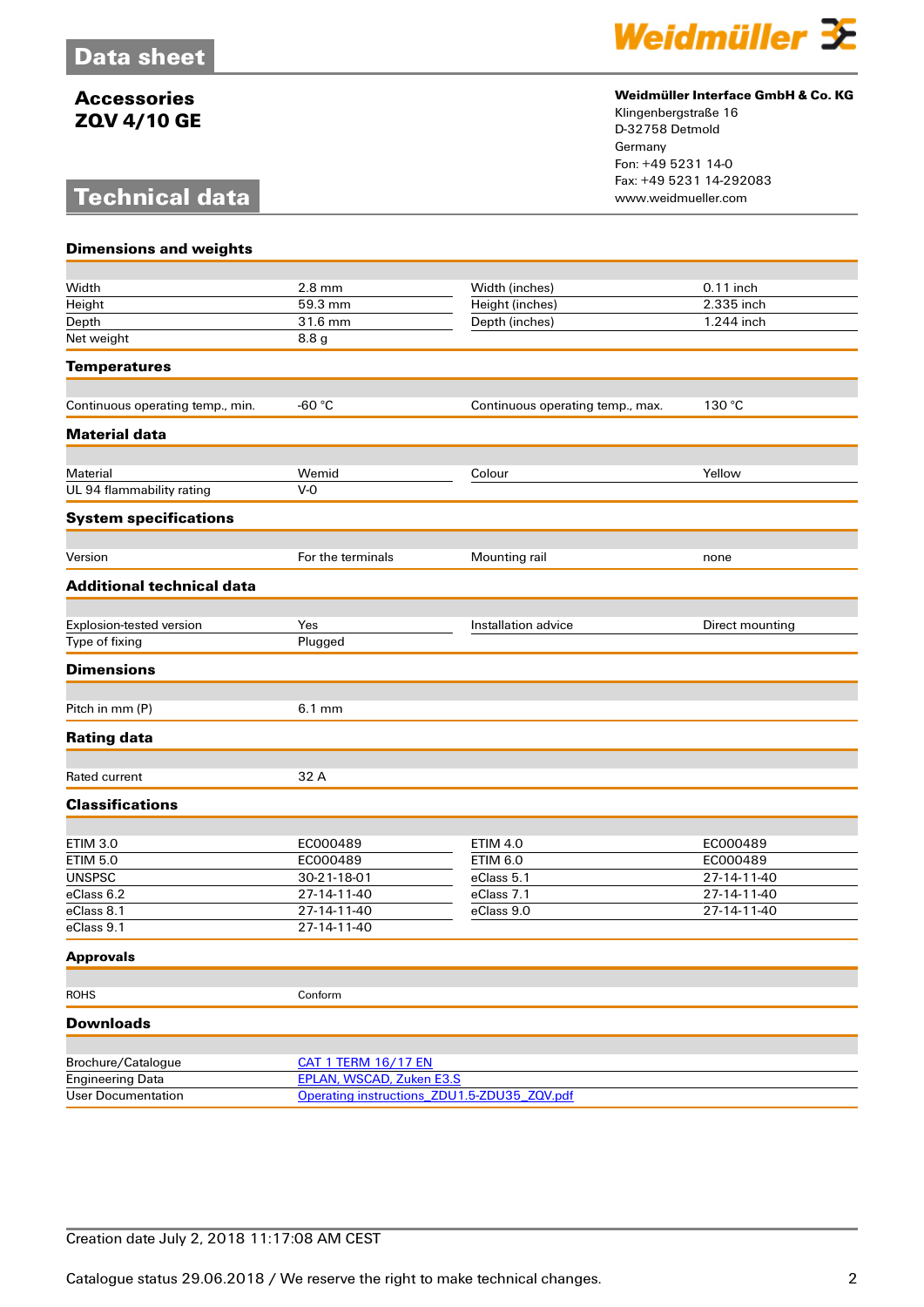# Data sheet

## Accessories
## ZQV 4/10 GE

**Weidmüller Interface GmbH & Co. KG**
Klingenbergstraße 16
D-32758 Detmold
Germany
Fon: +49 5231 14-0
Fax: +49 5231 14-292083
www.weidmueller.com

# Technical data

### Dimensions and weights

| | | | |
|---|---|---|---|
| Width | 2.8 mm | Width (inches) | 0.11 inch |
| Height | 59.3 mm | Height (inches) | 2.335 inch |
| Depth | 31.6 mm | Depth (inches) | 1.244 inch |
| Net weight | 8.8 g | | |

### Temperatures

| | | | |
|---|---|---|---|
| Continuous operating temp., min. | -60 °C | Continuous operating temp., max. | 130 °C |

### Material data

| | | | |
|---|---|---|---|
| Material | Wemid | Colour | Yellow |
| UL 94 flammability rating | V-0 | | |

### System specifications

| | | | |
|---|---|---|---|
| Version | For the terminals | Mounting rail | none |

### Additional technical data

| | | | |
|---|---|---|---|
| Explosion-tested version | Yes | Installation advice | Direct mounting |
| Type of fixing | Plugged | | |

### Dimensions

| | |
|---|---|
| Pitch in mm (P) | 6.1 mm |

### Rating data

| | |
|---|---|
| Rated current | 32 A |

### Classifications

| | | | |
|---|---|---|---|
| ETIM 3.0 | EC000489 | ETIM 4.0 | EC000489 |
| ETIM 5.0 | EC000489 | ETIM 6.0 | EC000489 |
| UNSPSC | 30-21-18-01 | eClass 5.1 | 27-14-11-40 |
| eClass 6.2 | 27-14-11-40 | eClass 7.1 | 27-14-11-40 |
| eClass 8.1 | 27-14-11-40 | eClass 9.0 | 27-14-11-40 |
| eClass 9.1 | 27-14-11-40 | | |

### Approvals

| | |
|---|---|
| ROHS | Conform |

### Downloads

| | |
|---|---|
| Brochure/Catalogue | CAT 1 TERM 16/17 EN |
| Engineering Data | EPLAN, WSCAD, Zuken E3.S |
| User Documentation | Operating instructions_ZDU1.5-ZDU35_ZQV.pdf |

Creation date July 2, 2018 11:17:08 AM CEST

Catalogue status 29.06.2018 / We reserve the right to make technical changes.